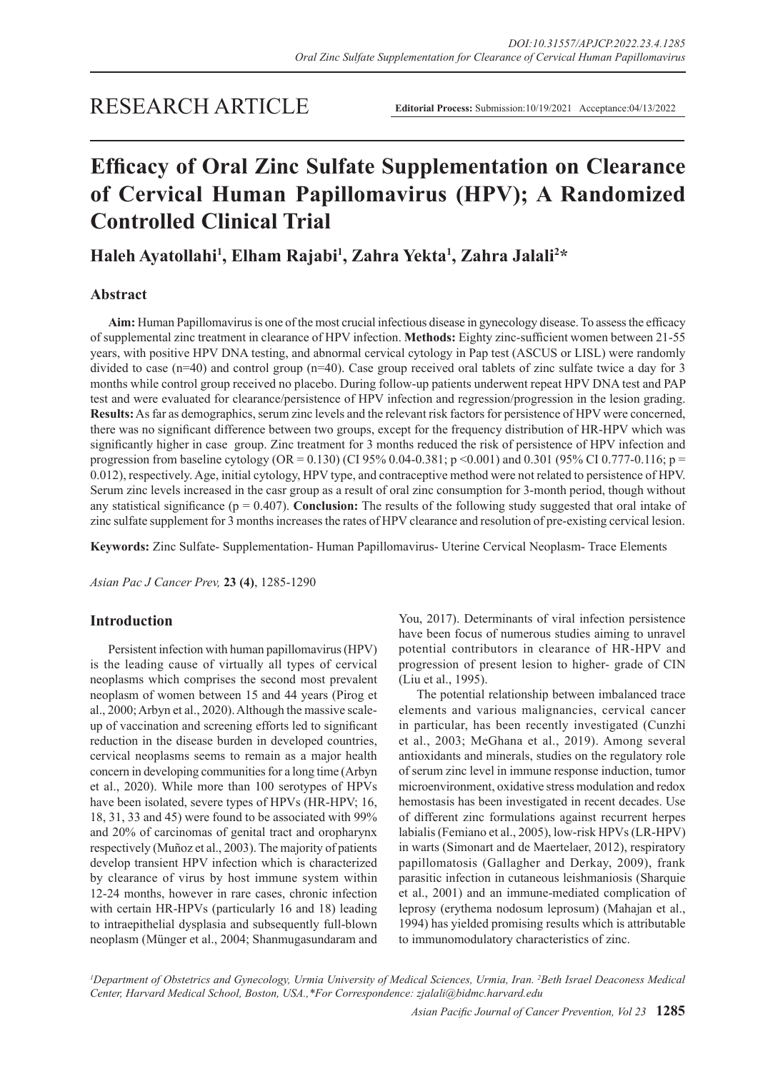RESEARCH ARTICLE

**Editorial Process:** Submission:10/19/2021 Acceptance:04/13/2022

# Efficacy of Oral Zinc Sulfate Supplementation on Clearance of Cervical Human Papillomavirus (HPV); A Randomized Controlled Clinical Trial

## Haleh Ayatollahi[1], Elham Rajabi[1], Zahra Yekta[1], Zahra Jalali[2]*

### Abstract

**Aim:** Human Papillomavirus is one of the most crucial infectious disease in gynecology disease. To assess the efficacy of supplemental zinc treatment in clearance of HPV infection. **Methods:** Eighty zinc-sufficient women between 21-55 years, with positive HPV DNA testing, and abnormal cervical cytology in Pap test (ASCUS or LISL) were randomly divided to case (n=40) and control group (n=40). Case group received oral tablets of zinc sulfate twice a day for 3 months while control group received no placebo. During follow-up patients underwent repeat HPV DNA test and PAP test and were evaluated for clearance/persistence of HPV infection and regression/progression in the lesion grading. **Results:** As far as demographics, serum zinc levels and the relevant risk factors for persistence of HPV were concerned, there was no significant difference between two groups, except for the frequency distribution of HR-HPV which was significantly higher in case group. Zinc treatment for 3 months reduced the risk of persistence of HPV infection and progression from baseline cytology (OR = 0.130) (CI 95% 0.04-0.381; p <0.001) and 0.301 (95% CI 0.777-0.116; p = 0.012), respectively. Age, initial cytology, HPV type, and contraceptive method were not related to persistence of HPV. Serum zinc levels increased in the casr group as a result of oral zinc consumption for 3-month period, though without any statistical significance (p = 0.407). **Conclusion:** The results of the following study suggested that oral intake of zinc sulfate supplement for 3 months increases the rates of HPV clearance and resolution of pre-existing cervical lesion.

**Keywords:** Zinc Sulfate- Supplementation- Human Papillomavirus- Uterine Cervical Neoplasm- Trace Elements

*Asian Pac J Cancer Prev,* **23 (4)**, 1285-1290

### Introduction

Persistent infection with human papillomavirus (HPV) is the leading cause of virtually all types of cervical neoplasms which comprises the second most prevalent neoplasm of women between 15 and 44 years (Pirog et al., 2000; Arbyn et al., 2020). Although the massive scale-up of vaccination and screening efforts led to significant reduction in the disease burden in developed countries, cervical neoplasms seems to remain as a major health concern in developing communities for a long time (Arbyn et al., 2020). While more than 100 serotypes of HPVs have been isolated, severe types of HPVs (HR-HPV; 16, 18, 31, 33 and 45) were found to be associated with 99% and 20% of carcinomas of genital tract and oropharynx respectively (Muñoz et al., 2003). The majority of patients develop transient HPV infection which is characterized by clearance of virus by host immune system within 12-24 months, however in rare cases, chronic infection with certain HR-HPVs (particularly 16 and 18) leading to intraepithelial dysplasia and subsequently full-blown neoplasm (Münger et al., 2004; Shanmugasundaram and You, 2017). Determinants of viral infection persistence have been focus of numerous studies aiming to unravel potential contributors in clearance of HR-HPV and progression of present lesion to higher- grade of CIN (Liu et al., 1995).

The potential relationship between imbalanced trace elements and various malignancies, cervical cancer in particular, has been recently investigated (Cunzhi et al., 2003; MeGhana et al., 2019). Among several antioxidants and minerals, studies on the regulatory role of serum zinc level in immune response induction, tumor microenvironment, oxidative stress modulation and redox hemostasis has been investigated in recent decades. Use of different zinc formulations against recurrent herpes labialis (Femiano et al., 2005), low-risk HPVs (LR-HPV) in warts (Simonart and de Maertelaer, 2012), respiratory papillomatosis (Gallagher and Derkay, 2009), frank parasitic infection in cutaneous leishmaniosis (Sharquie et al., 2001) and an immune-mediated complication of leprosy (erythema nodosum leprosum) (Mahajan et al., 1994) has yielded promising results which is attributable to immunomodulatory characteristics of zinc.

*[1]Department of Obstetrics and Gynecology, Urmia University of Medical Sciences, Urmia, Iran. [2]Beth Israel Deaconess Medical Center, Harvard Medical School, Boston, USA.,\*For Correspondence: zjalali@bidmc.harvard.edu*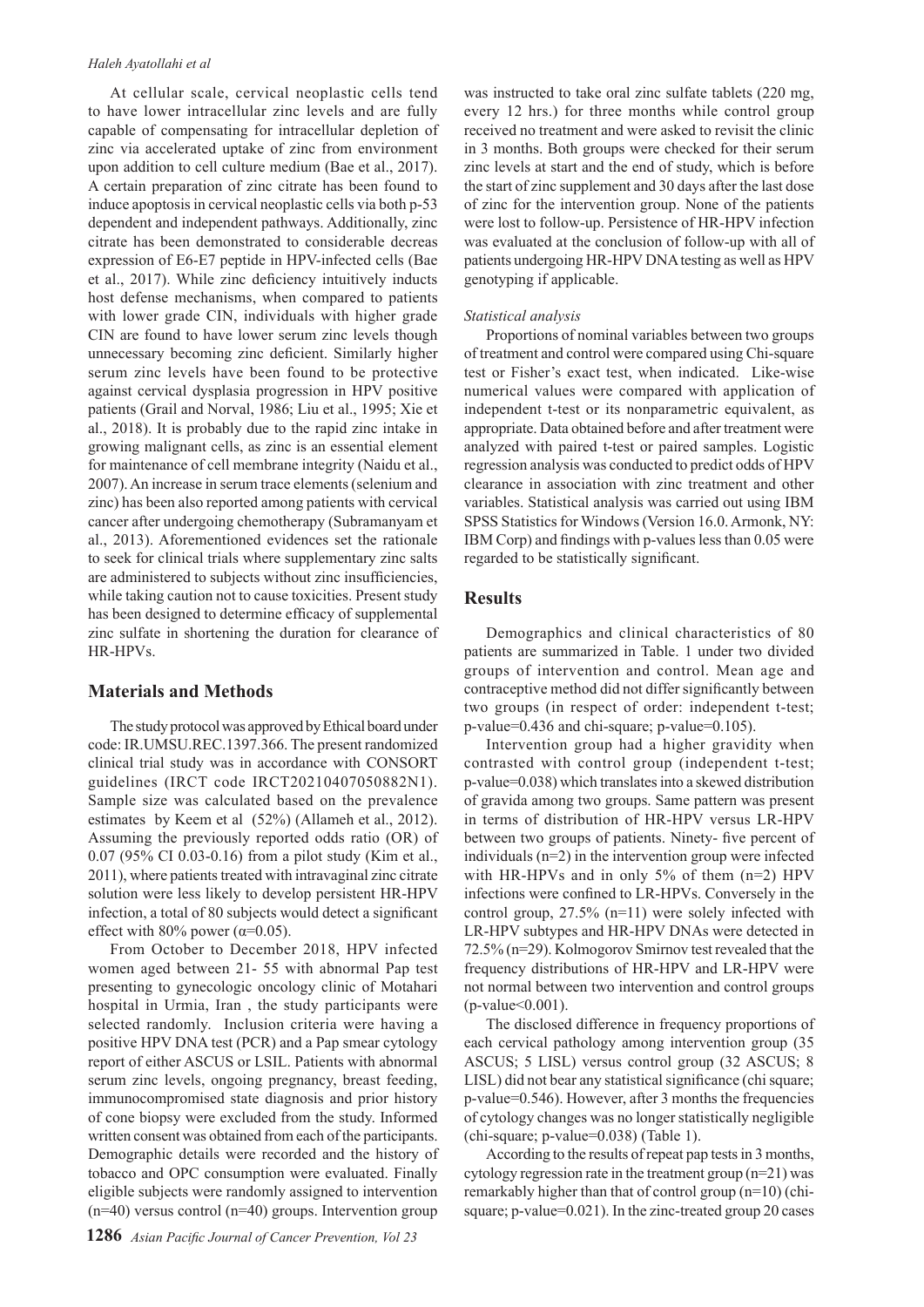At cellular scale, cervical neoplastic cells tend to have lower intracellular zinc levels and are fully capable of compensating for intracellular depletion of zinc via accelerated uptake of zinc from environment upon addition to cell culture medium (Bae et al., 2017). A certain preparation of zinc citrate has been found to induce apoptosis in cervical neoplastic cells via both p-53 dependent and independent pathways. Additionally, zinc citrate has been demonstrated to considerable decreas expression of E6-E7 peptide in HPV-infected cells (Bae et al., 2017). While zinc deficiency intuitively inducts host defense mechanisms, when compared to patients with lower grade CIN, individuals with higher grade CIN are found to have lower serum zinc levels though unnecessary becoming zinc deficient. Similarly higher serum zinc levels have been found to be protective against cervical dysplasia progression in HPV positive patients (Grail and Norval, 1986; Liu et al., 1995; Xie et al., 2018). It is probably due to the rapid zinc intake in growing malignant cells, as zinc is an essential element for maintenance of cell membrane integrity (Naidu et al., 2007). An increase in serum trace elements (selenium and zinc) has been also reported among patients with cervical cancer after undergoing chemotherapy (Subramanyam et al., 2013). Aforementioned evidences set the rationale to seek for clinical trials where supplementary zinc salts are administered to subjects without zinc insufficiencies, while taking caution not to cause toxicities. Present study has been designed to determine efficacy of supplemental zinc sulfate in shortening the duration for clearance of HR-HPVs.

## Materials and Methods

The study protocol was approved by Ethical board under code: IR.UMSU.REC.1397.366. The present randomized clinical trial study was in accordance with CONSORT guidelines (IRCT code IRCT20210407050882N1). Sample size was calculated based on the prevalence estimates by Keem et al (52%) (Allameh et al., 2012). Assuming the previously reported odds ratio (OR) of 0.07 (95% CI 0.03-0.16) from a pilot study (Kim et al., 2011), where patients treated with intravaginal zinc citrate solution were less likely to develop persistent HR-HPV infection, a total of 80 subjects would detect a significant effect with 80% power ($\alpha$=0.05).

From October to December 2018, HPV infected women aged between 21- 55 with abnormal Pap test presenting to gynecologic oncology clinic of Motahari hospital in Urmia, Iran , the study participants were selected randomly. Inclusion criteria were having a positive HPV DNA test (PCR) and a Pap smear cytology report of either ASCUS or LSIL. Patients with abnormal serum zinc levels, ongoing pregnancy, breast feeding, immunocompromised state diagnosis and prior history of cone biopsy were excluded from the study. Informed written consent was obtained from each of the participants. Demographic details were recorded and the history of tobacco and OPC consumption were evaluated. Finally eligible subjects were randomly assigned to intervention (n=40) versus control (n=40) groups. Intervention group was instructed to take oral zinc sulfate tablets (220 mg, every 12 hrs.) for three months while control group received no treatment and were asked to revisit the clinic in 3 months. Both groups were checked for their serum zinc levels at start and the end of study, which is before the start of zinc supplement and 30 days after the last dose of zinc for the intervention group. None of the patients were lost to follow-up. Persistence of HR-HPV infection was evaluated at the conclusion of follow-up with all of patients undergoing HR-HPV DNA testing as well as HPV genotyping if applicable.

*Statistical analysis*

Proportions of nominal variables between two groups of treatment and control were compared using Chi-square test or Fisher's exact test, when indicated. Like-wise numerical values were compared with application of independent t-test or its nonparametric equivalent, as appropriate. Data obtained before and after treatment were analyzed with paired t-test or paired samples. Logistic regression analysis was conducted to predict odds of HPV clearance in association with zinc treatment and other variables. Statistical analysis was carried out using IBM SPSS Statistics for Windows (Version 16.0. Armonk, NY: IBM Corp) and findings with p-values less than 0.05 were regarded to be statistically significant.

## Results

Demographics and clinical characteristics of 80 patients are summarized in Table. 1 under two divided groups of intervention and control. Mean age and contraceptive method did not differ significantly between two groups (in respect of order: independent t-test; p-value=0.436 and chi-square; p-value=0.105).

Intervention group had a higher gravidity when contrasted with control group (independent t-test; p-value=0.038) which translates into a skewed distribution of gravida among two groups. Same pattern was present in terms of distribution of HR-HPV versus LR-HPV between two groups of patients. Ninety- five percent of individuals (n=2) in the intervention group were infected with HR-HPVs and in only 5% of them (n=2) HPV infections were confined to LR-HPVs. Conversely in the control group, 27.5% (n=11) were solely infected with LR-HPV subtypes and HR-HPV DNAs were detected in 72.5% (n=29). Kolmogorov Smirnov test revealed that the frequency distributions of HR-HPV and LR-HPV were not normal between two intervention and control groups (p-value<0.001).

The disclosed difference in frequency proportions of each cervical pathology among intervention group (35 ASCUS; 5 LISL) versus control group (32 ASCUS; 8 LISL) did not bear any statistical significance (chi square; p-value=0.546). However, after 3 months the frequencies of cytology changes was no longer statistically negligible (chi-square; p-value=0.038) (Table 1).

According to the results of repeat pap tests in 3 months, cytology regression rate in the treatment group (n=21) was remarkably higher than that of control group (n=10) (chi-square; p-value=0.021). In the zinc-treated group 20 cases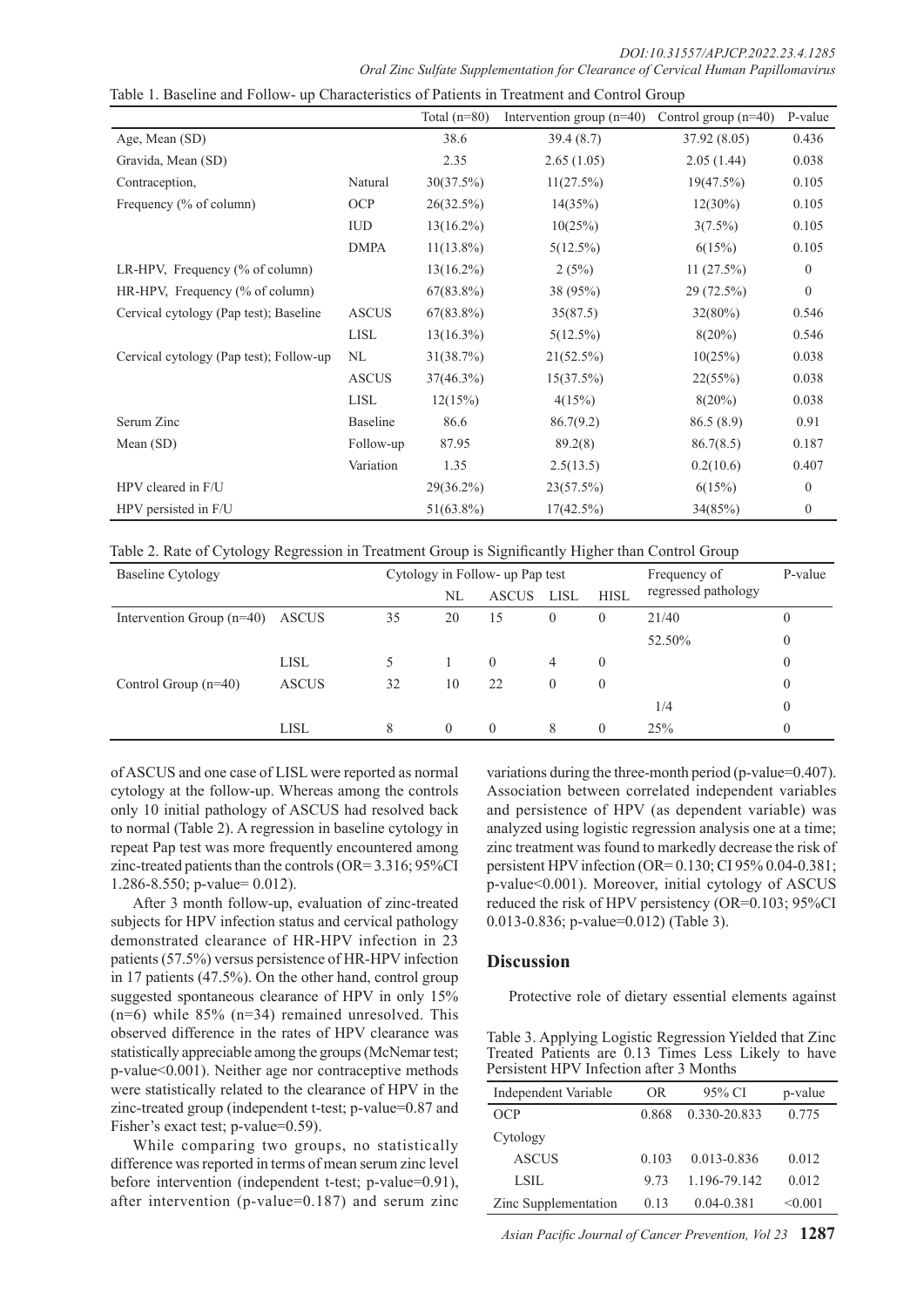Table 1. Baseline and Follow- up Characteristics of Patients in Treatment and Control Group

| | | Total (n=80) | Intervention group (n=40) | Control group (n=40) | P-value |
|---|---|---|---|---|---|
| Age, Mean (SD) | | 38.6 | 39.4 (8.7) | 37.92 (8.05) | 0.436 |
| Gravida, Mean (SD) | | 2.35 | 2.65 (1.05) | 2.05 (1.44) | 0.038 |
| Contraception, | Natural | 30(37.5%) | 11(27.5%) | 19(47.5%) | 0.105 |
| Frequency (% of column) | OCP | 26(32.5%) | 14(35%) | 12(30%) | 0.105 |
| | IUD | 13(16.2%) | 10(25%) | 3(7.5%) | 0.105 |
| | DMPA | 11(13.8%) | 5(12.5%) | 6(15%) | 0.105 |
| LR-HPV, Frequency (% of column) | | 13(16.2%) | 2 (5%) | 11 (27.5%) | 0 |
| HR-HPV, Frequency (% of column) | | 67(83.8%) | 38 (95%) | 29 (72.5%) | 0 |
| Cervical cytology (Pap test); Baseline | ASCUS | 67(83.8%) | 35(87.5) | 32(80%) | 0.546 |
| | LISL | 13(16.3%) | 5(12.5%) | 8(20%) | 0.546 |
| Cervical cytology (Pap test); Follow-up | NL | 31(38.7%) | 21(52.5%) | 10(25%) | 0.038 |
| | ASCUS | 37(46.3%) | 15(37.5%) | 22(55%) | 0.038 |
| | LISL | 12(15%) | 4(15%) | 8(20%) | 0.038 |
| Serum Zinc | Baseline | 86.6 | 86.7(9.2) | 86.5 (8.9) | 0.91 |
| Mean (SD) | Follow-up | 87.95 | 89.2(8) | 86.7(8.5) | 0.187 |
| | Variation | 1.35 | 2.5(13.5) | 0.2(10.6) | 0.407 |
| HPV cleared in F/U | | 29(36.2%) | 23(57.5%) | 6(15%) | 0 |
| HPV persisted in F/U | | 51(63.8%) | 17(42.5%) | 34(85%) | 0 |

Table 2. Rate of Cytology Regression in Treatment Group is Significantly Higher than Control Group

| Baseline Cytology | | | Cytology in Follow- up Pap test | | | | Frequency of regressed pathology | P-value |
|---|---|---|---|---|---|---|---|---|
| | | | NL | ASCUS | LISL | HISL | | |
| Intervention Group (n=40) | ASCUS | 35 | 20 | 15 | 0 | 0 | 21/40 | 0 |
| | | | | | | | 52.50% | 0 |
| | LISL | 5 | 1 | 0 | 4 | 0 | | 0 |
| Control Group (n=40) | ASCUS | 32 | 10 | 22 | 0 | 0 | | 0 |
| | | | | | | | 1/4 | 0 |
| | LISL | 8 | 0 | 0 | 8 | 0 | 25% | 0 |

of ASCUS and one case of LISL were reported as normal cytology at the follow-up. Whereas among the controls only 10 initial pathology of ASCUS had resolved back to normal (Table 2). A regression in baseline cytology in repeat Pap test was more frequently encountered among zinc-treated patients than the controls (OR= 3.316; 95%CI 1.286-8.550; p-value= 0.012).

After 3 month follow-up, evaluation of zinc-treated subjects for HPV infection status and cervical pathology demonstrated clearance of HR-HPV infection in 23 patients (57.5%) versus persistence of HR-HPV infection in 17 patients (47.5%). On the other hand, control group suggested spontaneous clearance of HPV in only 15% (n=6) while 85% (n=34) remained unresolved. This observed difference in the rates of HPV clearance was statistically appreciable among the groups (McNemar test; p-value<0.001). Neither age nor contraceptive methods were statistically related to the clearance of HPV in the zinc-treated group (independent t-test; p-value=0.87 and Fisher's exact test; p-value=0.59).

While comparing two groups, no statistically difference was reported in terms of mean serum zinc level before intervention (independent t-test; p-value=0.91), after intervention (p-value=0.187) and serum zinc variations during the three-month period (p-value=0.407). Association between correlated independent variables and persistence of HPV (as dependent variable) was analyzed using logistic regression analysis one at a time; zinc treatment was found to markedly decrease the risk of persistent HPV infection (OR= 0.130; CI 95% 0.04-0.381; p-value<0.001). Moreover, initial cytology of ASCUS reduced the risk of HPV persistency (OR=0.103; 95%CI 0.013-0.836; p-value=0.012) (Table 3).

## Discussion

Protective role of dietary essential elements against

Table 3. Applying Logistic Regression Yielded that Zinc Treated Patients are 0.13 Times Less Likely to have Persistent HPV Infection after 3 Months

| Independent Variable | OR | 95% CI | p-value |
|---|---|---|---|
| OCP | 0.868 | 0.330-20.833 | 0.775 |
| Cytology | | | |
| ASCUS | 0.103 | 0.013-0.836 | 0.012 |
| LSIL | 9.73 | 1.196-79.142 | 0.012 |
| Zinc Supplementation | 0.13 | 0.04-0.381 | <0.001 |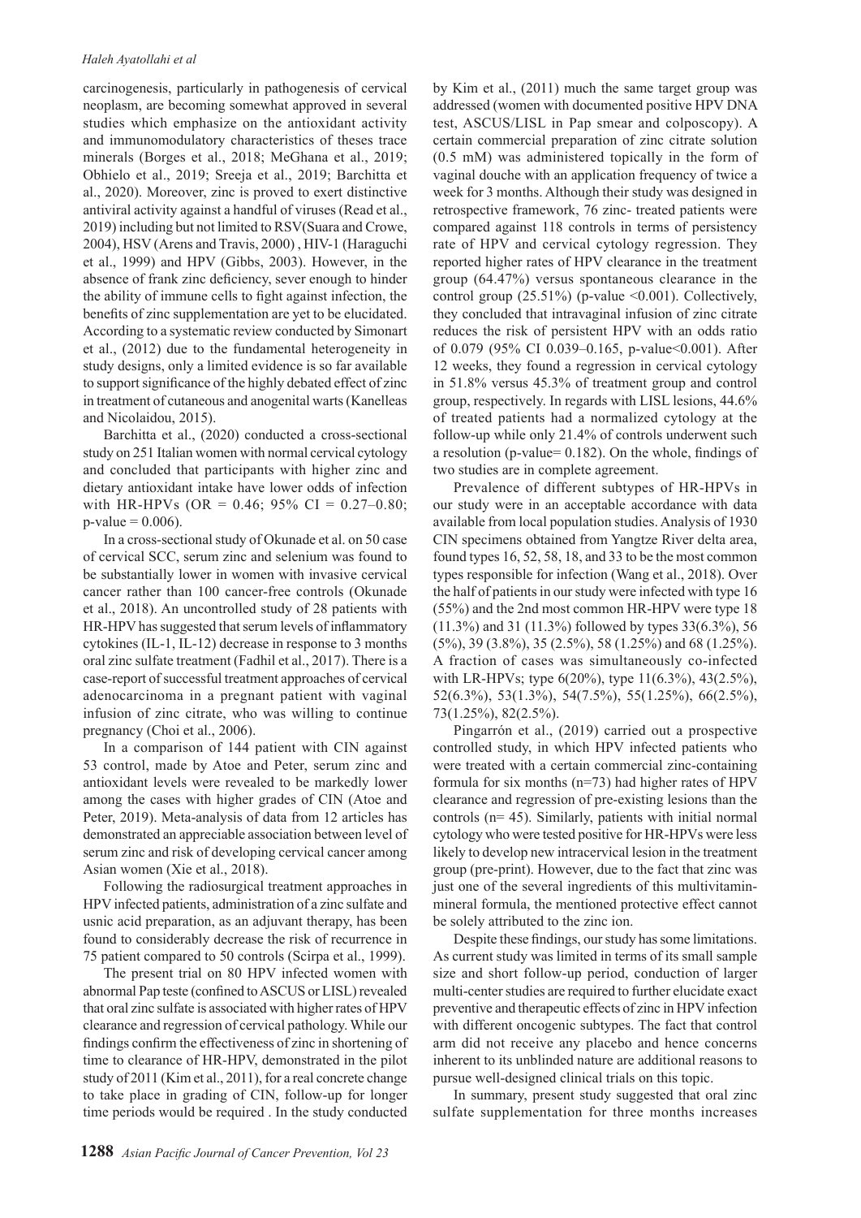carcinogenesis, particularly in pathogenesis of cervical neoplasm, are becoming somewhat approved in several studies which emphasize on the antioxidant activity and immunomodulatory characteristics of theses trace minerals (Borges et al., 2018; MeGhana et al., 2019; Obhielo et al., 2019; Sreeja et al., 2019; Barchitta et al., 2020). Moreover, zinc is proved to exert distinctive antiviral activity against a handful of viruses (Read et al., 2019) including but not limited to RSV(Suara and Crowe, 2004), HSV (Arens and Travis, 2000) , HIV-1 (Haraguchi et al., 1999) and HPV (Gibbs, 2003). However, in the absence of frank zinc deficiency, sever enough to hinder the ability of immune cells to fight against infection, the benefits of zinc supplementation are yet to be elucidated. According to a systematic review conducted by Simonart et al., (2012) due to the fundamental heterogeneity in study designs, only a limited evidence is so far available to support significance of the highly debated effect of zinc in treatment of cutaneous and anogenital warts (Kanelleas and Nicolaidou, 2015).

Barchitta et al., (2020) conducted a cross-sectional study on 251 Italian women with normal cervical cytology and concluded that participants with higher zinc and dietary antioxidant intake have lower odds of infection with HR-HPVs (OR = 0.46; 95% CI = 0.27–0.80; p-value = 0.006).

In a cross-sectional study of Okunade et al. on 50 case of cervical SCC, serum zinc and selenium was found to be substantially lower in women with invasive cervical cancer rather than 100 cancer-free controls (Okunade et al., 2018). An uncontrolled study of 28 patients with HR-HPV has suggested that serum levels of inflammatory cytokines (IL-1, IL-12) decrease in response to 3 months oral zinc sulfate treatment (Fadhil et al., 2017). There is a case-report of successful treatment approaches of cervical adenocarcinoma in a pregnant patient with vaginal infusion of zinc citrate, who was willing to continue pregnancy (Choi et al., 2006).

In a comparison of 144 patient with CIN against 53 control, made by Atoe and Peter, serum zinc and antioxidant levels were revealed to be markedly lower among the cases with higher grades of CIN (Atoe and Peter, 2019). Meta-analysis of data from 12 articles has demonstrated an appreciable association between level of serum zinc and risk of developing cervical cancer among Asian women (Xie et al., 2018).

Following the radiosurgical treatment approaches in HPV infected patients, administration of a zinc sulfate and usnic acid preparation, as an adjuvant therapy, has been found to considerably decrease the risk of recurrence in 75 patient compared to 50 controls (Scirpa et al., 1999).

The present trial on 80 HPV infected women with abnormal Pap teste (confined to ASCUS or LISL) revealed that oral zinc sulfate is associated with higher rates of HPV clearance and regression of cervical pathology. While our findings confirm the effectiveness of zinc in shortening of time to clearance of HR-HPV, demonstrated in the pilot study of 2011 (Kim et al., 2011), for a real concrete change to take place in grading of CIN, follow-up for longer time periods would be required . In the study conducted by Kim et al., (2011) much the same target group was addressed (women with documented positive HPV DNA test, ASCUS/LISL in Pap smear and colposcopy). A certain commercial preparation of zinc citrate solution (0.5 mM) was administered topically in the form of vaginal douche with an application frequency of twice a week for 3 months. Although their study was designed in retrospective framework, 76 zinc- treated patients were compared against 118 controls in terms of persistency rate of HPV and cervical cytology regression. They reported higher rates of HPV clearance in the treatment group (64.47%) versus spontaneous clearance in the control group (25.51%) (p-value <0.001). Collectively, they concluded that intravaginal infusion of zinc citrate reduces the risk of persistent HPV with an odds ratio of 0.079 (95% CI 0.039–0.165, p-value<0.001). After 12 weeks, they found a regression in cervical cytology in 51.8% versus 45.3% of treatment group and control group, respectively. In regards with LISL lesions, 44.6% of treated patients had a normalized cytology at the follow-up while only 21.4% of controls underwent such a resolution (p-value= 0.182). On the whole, findings of two studies are in complete agreement.

Prevalence of different subtypes of HR-HPVs in our study were in an acceptable accordance with data available from local population studies. Analysis of 1930 CIN specimens obtained from Yangtze River delta area, found types 16, 52, 58, 18, and 33 to be the most common types responsible for infection (Wang et al., 2018). Over the half of patients in our study were infected with type 16 (55%) and the 2nd most common HR-HPV were type 18 (11.3%) and 31 (11.3%) followed by types 33(6.3%), 56 (5%), 39 (3.8%), 35 (2.5%), 58 (1.25%) and 68 (1.25%). A fraction of cases was simultaneously co-infected with LR-HPVs; type 6(20%), type 11(6.3%), 43(2.5%), 52(6.3%), 53(1.3%), 54(7.5%), 55(1.25%), 66(2.5%), 73(1.25%), 82(2.5%).

Pingarrón et al., (2019) carried out a prospective controlled study, in which HPV infected patients who were treated with a certain commercial zinc-containing formula for six months (n=73) had higher rates of HPV clearance and regression of pre-existing lesions than the controls (n= 45). Similarly, patients with initial normal cytology who were tested positive for HR-HPVs were less likely to develop new intracervical lesion in the treatment group (pre-print). However, due to the fact that zinc was just one of the several ingredients of this multivitamin-mineral formula, the mentioned protective effect cannot be solely attributed to the zinc ion.

Despite these findings, our study has some limitations. As current study was limited in terms of its small sample size and short follow-up period, conduction of larger multi-center studies are required to further elucidate exact preventive and therapeutic effects of zinc in HPV infection with different oncogenic subtypes. The fact that control arm did not receive any placebo and hence concerns inherent to its unblinded nature are additional reasons to pursue well-designed clinical trials on this topic.

In summary, present study suggested that oral zinc sulfate supplementation for three months increases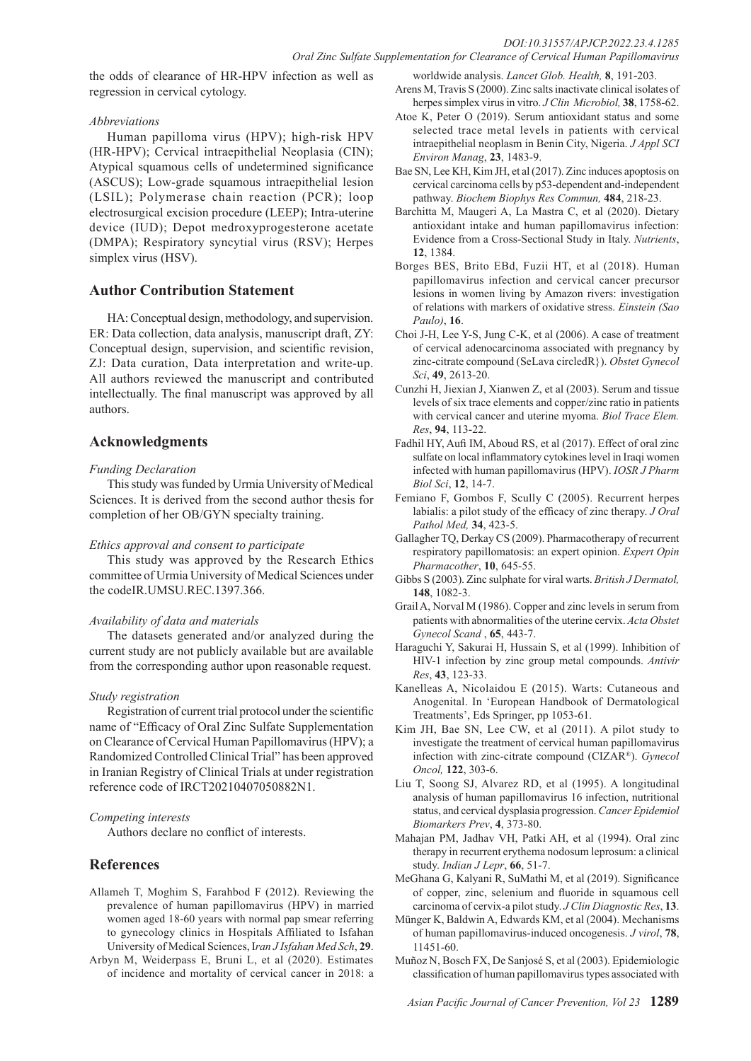the odds of clearance of HR-HPV infection as well as regression in cervical cytology.

*Abbreviations*

Human papilloma virus (HPV); high-risk HPV (HR-HPV); Cervical intraepithelial Neoplasia (CIN); Atypical squamous cells of undetermined significance (ASCUS); Low-grade squamous intraepithelial lesion (LSIL); Polymerase chain reaction (PCR); loop electrosurgical excision procedure (LEEP); Intra-uterine device (IUD); Depot medroxyprogesterone acetate (DMPA); Respiratory syncytial virus (RSV); Herpes simplex virus (HSV).

## Author Contribution Statement

HA: Conceptual design, methodology, and supervision. ER: Data collection, data analysis, manuscript draft, ZY: Conceptual design, supervision, and scientific revision, ZJ: Data curation, Data interpretation and write-up. All authors reviewed the manuscript and contributed intellectually. The final manuscript was approved by all authors.

## Acknowledgments

*Funding Declaration*

This study was funded by Urmia University of Medical Sciences. It is derived from the second author thesis for completion of her OB/GYN specialty training.

*Ethics approval and consent to participate*

This study was approved by the Research Ethics committee of Urmia University of Medical Sciences under the codeIR.UMSU.REC.1397.366.

*Availability of data and materials*

The datasets generated and/or analyzed during the current study are not publicly available but are available from the corresponding author upon reasonable request.

*Study registration*

Registration of current trial protocol under the scientific name of "Efficacy of Oral Zinc Sulfate Supplementation on Clearance of Cervical Human Papillomavirus (HPV); a Randomized Controlled Clinical Trial" has been approved in Iranian Registry of Clinical Trials at under registration reference code of IRCT20210407050882N1.

*Competing interests*

Authors declare no conflict of interests.

## References

Allameh T, Moghim S, Farahbod F (2012). Reviewing the prevalence of human papillomavirus (HPV) in married women aged 18-60 years with normal pap smear referring to gynecology clinics in Hospitals Affiliated to Isfahan University of Medical Sciences, I*ran J Isfahan Med Sch*, **29**.

Arbyn M, Weiderpass E, Bruni L, et al (2020). Estimates of incidence and mortality of cervical cancer in 2018: a worldwide analysis. *Lancet Glob. Health,* **8**, 191-203.

Arens M, Travis S (2000). Zinc salts inactivate clinical isolates of herpes simplex virus in vitro. *J Clin Microbiol,* **38**, 1758-62.

Atoe K, Peter O (2019). Serum antioxidant status and some selected trace metal levels in patients with cervical intraepithelial neoplasm in Benin City, Nigeria. *J Appl SCI Environ Manag*, **23**, 1483-9.

Bae SN, Lee KH, Kim JH, et al (2017). Zinc induces apoptosis on cervical carcinoma cells by p53-dependent and-independent pathway. *Biochem Biophys Res Commun,* **484**, 218-23.

Barchitta M, Maugeri A, La Mastra C, et al (2020). Dietary antioxidant intake and human papillomavirus infection: Evidence from a Cross-Sectional Study in Italy. *Nutrients*, **12**, 1384.

Borges BES, Brito EBd, Fuzii HT, et al (2018). Human papillomavirus infection and cervical cancer precursor lesions in women living by Amazon rivers: investigation of relations with markers of oxidative stress. *Einstein (Sao Paulo)*, **16**.

Choi J-H, Lee Y-S, Jung C-K, et al (2006). A case of treatment of cervical adenocarcinoma associated with pregnancy by zinc-citrate compound (SeLava circledR}). *Obstet Gynecol Sci*, **49**, 2613-20.

Cunzhi H, Jiexian J, Xianwen Z, et al (2003). Serum and tissue levels of six trace elements and copper/zinc ratio in patients with cervical cancer and uterine myoma. *Biol Trace Elem. Res*, **94**, 113-22.

Fadhil HY, Aufi IM, Aboud RS, et al (2017). Effect of oral zinc sulfate on local inflammatory cytokines level in Iraqi women infected with human papillomavirus (HPV). *IOSR J Pharm Biol Sci*, **12**, 14-7.

Femiano F, Gombos F, Scully C (2005). Recurrent herpes labialis: a pilot study of the efficacy of zinc therapy. *J Oral Pathol Med,* **34**, 423-5.

Gallagher TQ, Derkay CS (2009). Pharmacotherapy of recurrent respiratory papillomatosis: an expert opinion. *Expert Opin Pharmacother*, **10**, 645-55.

Gibbs S (2003). Zinc sulphate for viral warts. *British J Dermatol,* **148**, 1082-3.

Grail A, Norval M (1986). Copper and zinc levels in serum from patients with abnormalities of the uterine cervix. *Acta Obstet Gynecol Scand* , **65**, 443-7.

Haraguchi Y, Sakurai H, Hussain S, et al (1999). Inhibition of HIV-1 infection by zinc group metal compounds. *Antivir Res*, **43**, 123-33.

Kanelleas A, Nicolaidou E (2015). Warts: Cutaneous and Anogenital. In 'European Handbook of Dermatological Treatments', Eds Springer, pp 1053-61.

Kim JH, Bae SN, Lee CW, et al (2011). A pilot study to investigate the treatment of cervical human papillomavirus infection with zinc-citrate compound (CIZAR®). *Gynecol Oncol,* **122**, 303-6.

Liu T, Soong SJ, Alvarez RD, et al (1995). A longitudinal analysis of human papillomavirus 16 infection, nutritional status, and cervical dysplasia progression. *Cancer Epidemiol Biomarkers Prev*, **4**, 373-80.

Mahajan PM, Jadhav VH, Patki AH, et al (1994). Oral zinc therapy in recurrent erythema nodosum leprosum: a clinical study. *Indian J Lepr*, **66**, 51-7.

MeGhana G, Kalyani R, SuMathi M, et al (2019). Significance of copper, zinc, selenium and fluoride in squamous cell carcinoma of cervix-a pilot study. *J Clin Diagnostic Res*, **13**.

Münger K, Baldwin A, Edwards KM, et al (2004). Mechanisms of human papillomavirus-induced oncogenesis. *J virol*, **78**, 11451-60.

Muñoz N, Bosch FX, De Sanjosé S, et al (2003). Epidemiologic classification of human papillomavirus types associated with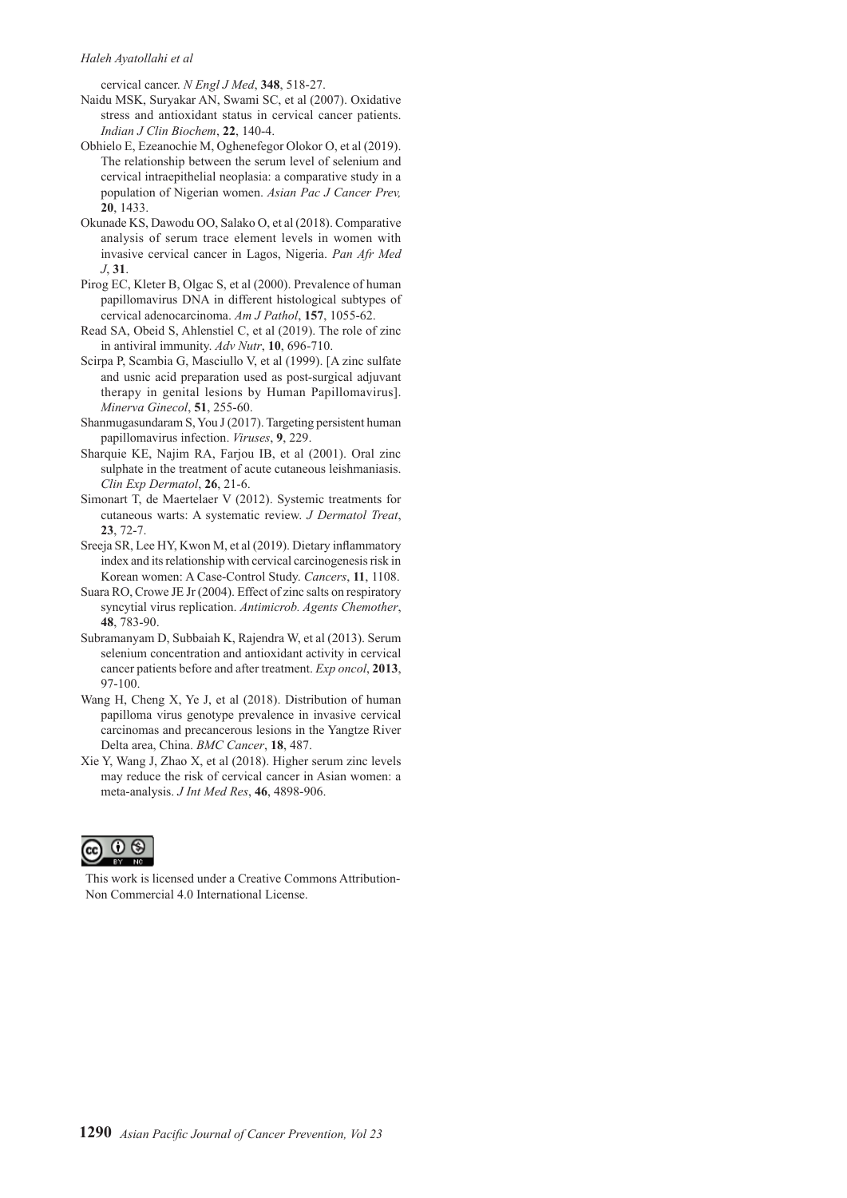cervical cancer. *N Engl J Med*, **348**, 518-27.

Naidu MSK, Suryakar AN, Swami SC, et al (2007). Oxidative stress and antioxidant status in cervical cancer patients. *Indian J Clin Biochem*, **22**, 140-4.

Obhielo E, Ezeanochie M, Oghenefegor Olokor O, et al (2019). The relationship between the serum level of selenium and cervical intraepithelial neoplasia: a comparative study in a population of Nigerian women. *Asian Pac J Cancer Prev,* **20**, 1433.

Okunade KS, Dawodu OO, Salako O, et al (2018). Comparative analysis of serum trace element levels in women with invasive cervical cancer in Lagos, Nigeria. *Pan Afr Med J*, **31**.

Pirog EC, Kleter B, Olgac S, et al (2000). Prevalence of human papillomavirus DNA in different histological subtypes of cervical adenocarcinoma. *Am J Pathol*, **157**, 1055-62.

Read SA, Obeid S, Ahlenstiel C, et al (2019). The role of zinc in antiviral immunity. *Adv Nutr*, **10**, 696-710.

Scirpa P, Scambia G, Masciullo V, et al (1999). [A zinc sulfate and usnic acid preparation used as post-surgical adjuvant therapy in genital lesions by Human Papillomavirus]. *Minerva Ginecol*, **51**, 255-60.

Shanmugasundaram S, You J (2017). Targeting persistent human papillomavirus infection. *Viruses*, **9**, 229.

Sharquie KE, Najim RA, Farjou IB, et al (2001). Oral zinc sulphate in the treatment of acute cutaneous leishmaniasis. *Clin Exp Dermatol*, **26**, 21-6.

Simonart T, de Maertelaer V (2012). Systemic treatments for cutaneous warts: A systematic review. *J Dermatol Treat*, **23**, 72-7.

Sreeja SR, Lee HY, Kwon M, et al (2019). Dietary inflammatory index and its relationship with cervical carcinogenesis risk in Korean women: A Case-Control Study. *Cancers*, **11**, 1108.

Suara RO, Crowe JE Jr (2004). Effect of zinc salts on respiratory syncytial virus replication. *Antimicrob. Agents Chemother*, **48**, 783-90.

Subramanyam D, Subbaiah K, Rajendra W, et al (2013). Serum selenium concentration and antioxidant activity in cervical cancer patients before and after treatment. *Exp oncol*, **2013**, 97-100.

Wang H, Cheng X, Ye J, et al (2018). Distribution of human papilloma virus genotype prevalence in invasive cervical carcinomas and precancerous lesions in the Yangtze River Delta area, China. *BMC Cancer*, **18**, 487.

Xie Y, Wang J, Zhao X, et al (2018). Higher serum zinc levels may reduce the risk of cervical cancer in Asian women: a meta-analysis. *J Int Med Res*, **46**, 4898-906.

This work is licensed under a Creative Commons Attribution-Non Commercial 4.0 International License.